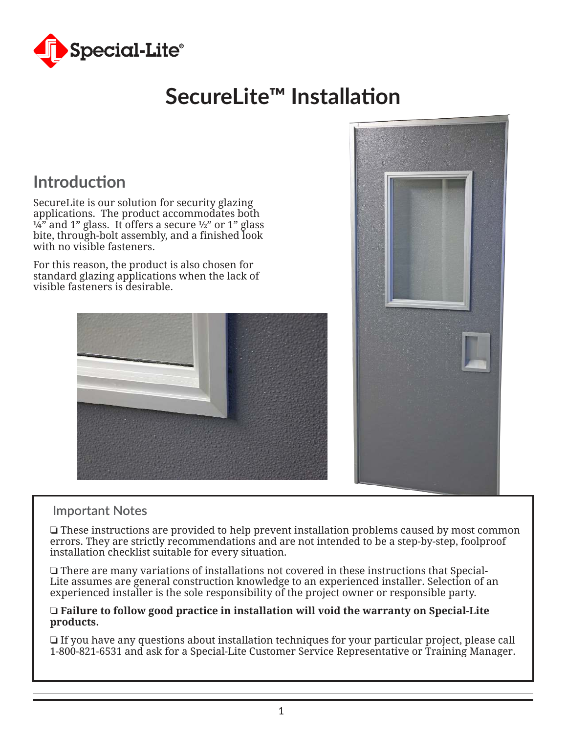# SecureLite™ Installation

## Introduction

SecureLite is our solution for security glazing applications. The product accommodates both ¼" and 1" glass. It offers a secure ½" or 1" glass bite, through-bolt assembly, and a finished look with no visible fasteners.

For this reason, the product is also chosen for standard glazing applications when the lack of visible fasteners is desirable.

### Important Notes

❑ These instructions are provided to help prevent installation problems caused by most common errors. They are strictly recommendations and are not intended to be a step-by-step, foolproof installation checklist suitable for every situation.

❑ There are many variations of installations not covered in these instructions that Special-Lite assumes are general construction knowledge to an experienced installer. Selection of an experienced installer is the sole responsibility of the project owner or responsible party.

❑ **Failure to follow good practice in installation will void the warranty on Special-Lite products.**

❑ If you have any questions about installation techniques for your particular project, please call 1-800-821-6531 and ask for a Special-Lite Customer Service Representative or Training Manager.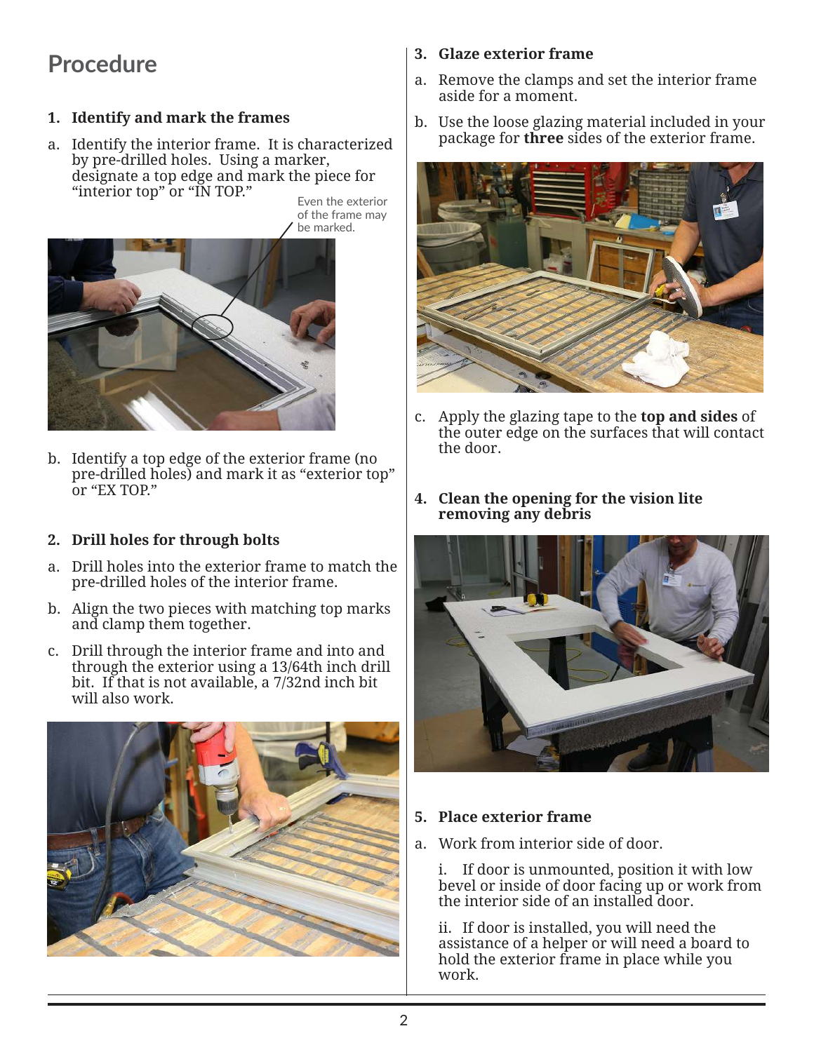## Procedure

1. **Identify and mark the frames**

a. Identify the interior frame. It is characterized by pre-drilled holes. Using a marker, designate a top edge and mark the piece for "interior top" or "IN TOP."

Even the exterior of the frame may be marked.

b. Identify a top edge of the exterior frame (no pre-drilled holes) and mark it as "exterior top" or "EX TOP."

2. **Drill holes for through bolts**

a. Drill holes into the exterior frame to match the pre-drilled holes of the interior frame.

b. Align the two pieces with matching top marks and clamp them together.

c. Drill through the interior frame and into and through the exterior using a 13/64th inch drill bit. If that is not available, a 7/32nd inch bit will also work.

3. **Glaze exterior frame**

a. Remove the clamps and set the interior frame aside for a moment.

b. Use the loose glazing material included in your package for **three** sides of the exterior frame.

c. Apply the glazing tape to the **top and sides** of the outer edge on the surfaces that will contact the door.

4. **Clean the opening for the vision lite removing any debris**

5. **Place exterior frame**

a. Work from interior side of door.

i. If door is unmounted, position it with low bevel or inside of door facing up or work from the interior side of an installed door.

ii. If door is installed, you will need the assistance of a helper or will need a board to hold the exterior frame in place while you work.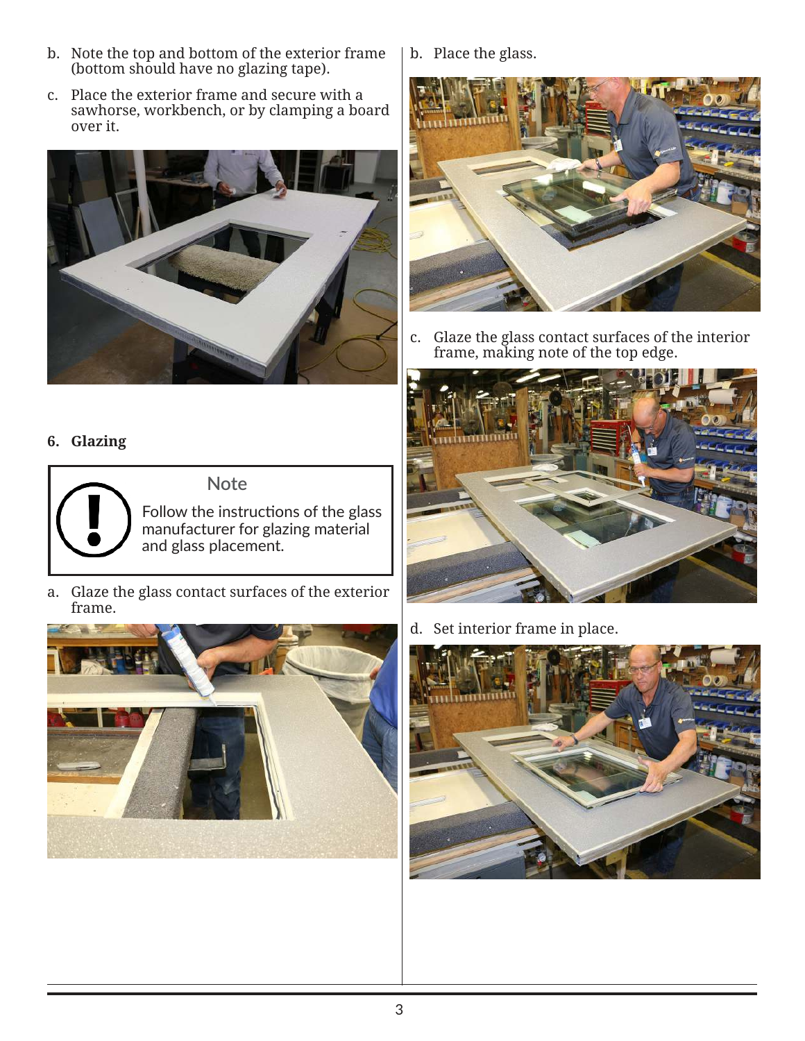b. Note the top and bottom of the exterior frame (bottom should have no glazing tape).

c. Place the exterior frame and secure with a sawhorse, workbench, or by clamping a board over it.

## 6. Glazing

> **Note**
>
> Follow the instructions of the glass manufacturer for glazing material and glass placement.

a. Glaze the glass contact surfaces of the exterior frame.

b. Place the glass.

c. Glaze the glass contact surfaces of the interior frame, making note of the top edge.

d. Set interior frame in place.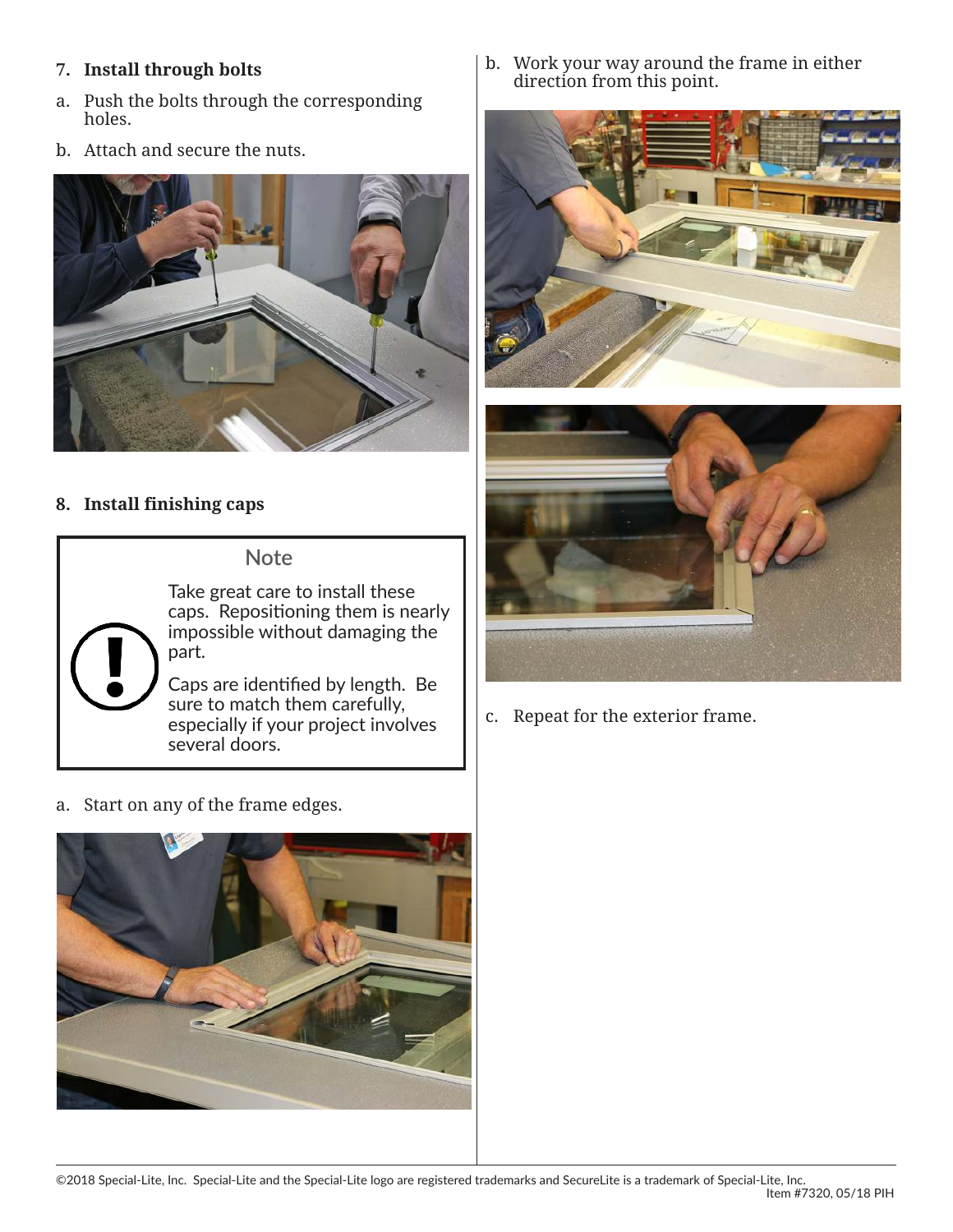7. **Install through bolts**

a. Push the bolts through the corresponding holes.

b. Attach and secure the nuts.

8. **Install finishing caps**

> **Note**
>
> Take great care to install these caps. Repositioning them is nearly impossible without damaging the part.
>
> Caps are identified by length. Be sure to match them carefully, especially if your project involves several doors.

a. Start on any of the frame edges.

b. Work your way around the frame in either direction from this point.

c. Repeat for the exterior frame.